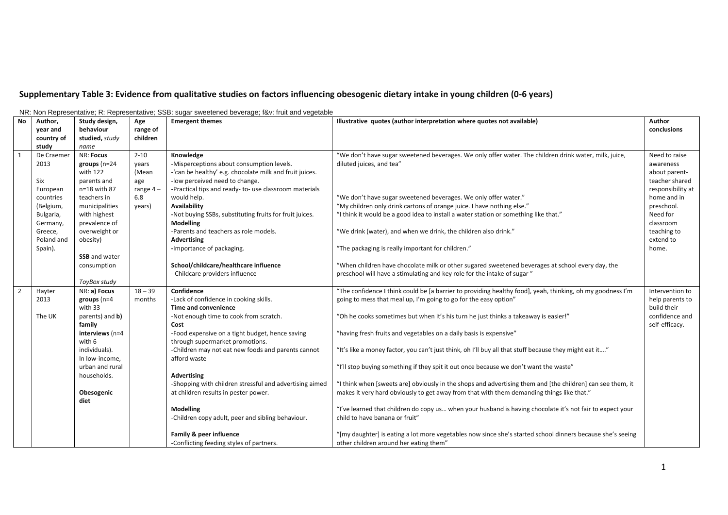## Supplementary Table 3: Evidence from qualitative studies on factors influencing obesogenic dietary intake in young children (0-6 years)

NR: Non Representative; R: Representative; SSB: sugar sweetened beverage; f&v: fruit and vegetable

| No | Author, year and country of study | Study design, behaviour studied, *study name* | Age range of children | Emergent themes | Illustrative quotes (author interpretation where quotes not available) | Author conclusions |
|---|---|---|---|---|---|---|
| 1 | De Craemer 2013<br><br>Six European countries (Belgium, Bulgaria, Germany, Greece, Poland and Spain). | NR: **Focus groups** (n=24 with 122 parents and n=18 with 87 teachers in municipalities with highest prevalence of overweight or obesity)<br><br>**SSB** and water consumption<br><br>*ToyBox study* | 2-10 years (Mean age range 4 – 6.8 years) | **Knowledge**<br>-Misperceptions about consumption levels.<br>-'can be healthy' e.g. chocolate milk and fruit juices.<br>-low perceived need to change.<br>-Practical tips and ready- to- use classroom materials would help.<br>**Availability**<br>-Not buying SSBs, substituting fruits for fruit juices.<br>**Modelling**<br>-Parents and teachers as role models.<br>**Advertising**<br>-Importance of packaging.<br><br>**School/childcare/healthcare influence**<br>- Childcare providers influence | "We don't have sugar sweetened beverages. We only offer water. The children drink water, milk, juice, diluted juices, and tea"<br><br>"We don't have sugar sweetened beverages. We only offer water."<br>"My children only drink cartons of orange juice. I have nothing else."<br>"I think it would be a good idea to install a water station or something like that."<br><br>"We drink (water), and when we drink, the children also drink."<br><br>"The packaging is really important for children."<br><br>"When children have chocolate milk or other sugared sweetened beverages at school every day, the preschool will have a stimulating and key role for the intake of sugar " | Need to raise awareness about parent-teacher shared responsibility at home and in preschool. Need for classroom teaching to extend to home. |
| 2 | Hayter 2013<br><br>The UK | NR: **a) Focus groups** (n=4 with 33 parents) and **b) family interviews** (n=4 with 6 individuals). In low-income, urban and rural households.<br><br>**Obesogenic diet** | 18 – 39 months | **Confidence**<br>-Lack of confidence in cooking skills.<br>**Time and convenience**<br>-Not enough time to cook from scratch.<br>**Cost**<br>-Food expensive on a tight budget, hence saving through supermarket promotions.<br>-Children may not eat new foods and parents cannot afford waste<br><br>**Advertising**<br>-Shopping with children stressful and advertising aimed at children results in pester power.<br><br>**Modelling**<br>-Children copy adult, peer and sibling behaviour.<br><br>**Family & peer influence**<br>-Conflicting feeding styles of partners. | "The confidence I think could be [a barrier to providing healthy food], yeah, thinking, oh my goodness I'm going to mess that meal up, I'm going to go for the easy option"<br><br>"Oh he cooks sometimes but when it's his turn he just thinks a takeaway is easier!"<br><br>"having fresh fruits and vegetables on a daily basis is expensive"<br><br>"It's like a money factor, you can't just think, oh I'll buy all that stuff because they might eat it…."<br><br>"I'll stop buying something if they spit it out once because we don't want the waste"<br><br>"I think when [sweets are] obviously in the shops and advertising them and [the children] can see them, it makes it very hard obviously to get away from that with them demanding things like that."<br><br>"I've learned that children do copy us… when your husband is having chocolate it's not fair to expect your child to have banana or fruit"<br><br>"[my daughter] is eating a lot more vegetables now since she's started school dinners because she's seeing other children around her eating them" | Intervention to help parents to build their confidence and self-efficacy. |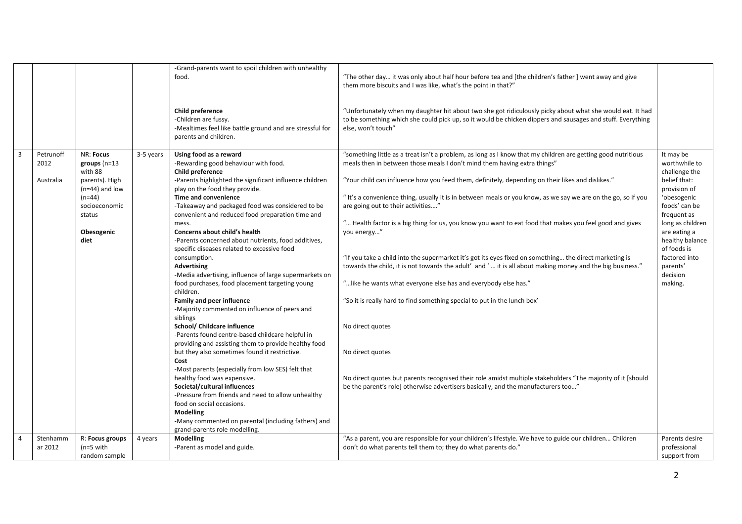| | | | | | | |
|---|---|---|---|---|---|---|
| | | | | -Grand-parents want to spoil children with unhealthy food.<br><br>**Child preference**<br>-Children are fussy.<br>-Mealtimes feel like battle ground and are stressful for parents and children. | "The other day… it was only about half hour before tea and [the children's father ] went away and give them more biscuits and I was like, what's the point in that?"<br><br>"Unfortunately when my daughter hit about two she got ridiculously picky about what she would eat. It had to be something which she could pick up, so it would be chicken dippers and sausages and stuff. Everything else, won't touch" | |
| 3 | Petrunoff 2012<br><br>Australia | NR: **Focus groups** (n=13 with 88 parents). High (n=44) and low (n=44) socioeconomic status<br><br>**Obesogenic diet** | 3-5 years | **Using food as a reward**<br>-Rewarding good behaviour with food.<br>**Child preference**<br>-Parents highlighted the significant influence children play on the food they provide.<br>**Time and convenience**<br>-Takeaway and packaged food was considered to be convenient and reduced food preparation time and mess.<br>**Concerns about child's health**<br>-Parents concerned about nutrients, food additives, specific diseases related to excessive food consumption.<br>**Advertising**<br>-Media advertising, influence of large supermarkets on food purchases, food placement targeting young children.<br>**Family and peer influence**<br>-Majority commented on influence of peers and siblings<br>**School/ Childcare influence**<br>-Parents found centre-based childcare helpful in providing and assisting them to provide healthy food but they also sometimes found it restrictive.<br>**Cost**<br>-Most parents (especially from low SES) felt that healthy food was expensive.<br>**Societal/cultural influences**<br>-Pressure from friends and need to allow unhealthy food on social occasions.<br>**Modelling**<br>-Many commented on parental (including fathers) and grand-parents role modelling. | "something little as a treat isn't a problem, as long as I know that my children are getting good nutritious meals then in between those meals I don't mind them having extra things"<br><br>"Your child can influence how you feed them, definitely, depending on their likes and dislikes."<br><br>" It's a convenience thing, usually it is in between meals or you know, as we say we are on the go, so if you are going out to their activities…."<br><br>"… Health factor is a big thing for us, you know you want to eat food that makes you feel good and gives you energy…"<br><br>"If you take a child into the supermarket it's got its eyes fixed on something… the direct marketing is towards the child, it is not towards the adult' and ' … it is all about making money and the big business."<br><br>"…like he wants what everyone else has and everybody else has."<br><br>"So it is really hard to find something special to put in the lunch box'<br><br>No direct quotes<br><br>No direct quotes<br><br>No direct quotes but parents recognised their role amidst multiple stakeholders "The majority of it [should be the parent's role] otherwise advertisers basically, and the manufacturers too…" | It may be worthwhile to challenge the belief that: provision of 'obesogenic foods' can be frequent as long as children are eating a healthy balance of foods is factored into parents' decision making. |
| 4 | Stenhammar 2012 | R: **Focus groups** (n=5 with random sample | 4 years | **Modelling**<br>**-**Parent as model and guide. | "As a parent, you are responsible for your children's lifestyle. We have to guide our children… Children don't do what parents tell them to; they do what parents do." | Parents desire professional support from |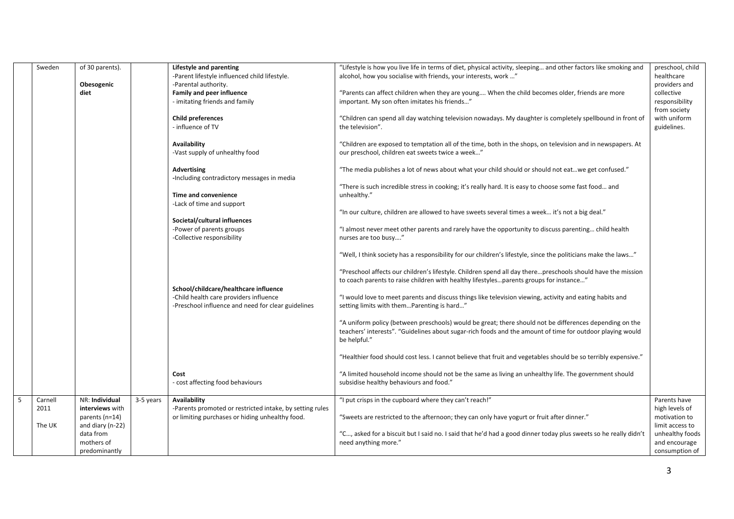| | Sweden | of 30 parents).<br><br>**Obesogenic diet** | | **Lifestyle and parenting**<br>-Parent lifestyle influenced child lifestyle.<br>-Parental authority.<br>**Family and peer influence**<br>- imitating friends and family<br><br>**Child preferences**<br>- influence of TV<br><br>**Availability**<br>-Vast supply of unhealthy food<br><br>**Advertising**<br>-Including contradictory messages in media<br><br>**Time and convenience**<br>-Lack of time and support<br><br>**Societal/cultural influences**<br>-Power of parents groups<br>-Collective responsibility<br><br>**School/childcare/healthcare influence**<br>-Child health care providers influence<br>-Preschool influence and need for clear guidelines<br><br>**Cost**<br>- cost affecting food behaviours | "Lifestyle is how you live life in terms of diet, physical activity, sleeping… and other factors like smoking and alcohol, how you socialise with friends, your interests, work …"<br><br>"Parents can affect children when they are young…. When the child becomes older, friends are more important. My son often imitates his friends…"<br><br>"Children can spend all day watching television nowadays. My daughter is completely spellbound in front of the television".<br><br>"Children are exposed to temptation all of the time, both in the shops, on television and in newspapers. At our preschool, children eat sweets twice a week…"<br><br>"The media publishes a lot of news about what your child should or should not eat…we get confused."<br><br>"There is such incredible stress in cooking; it's really hard. It is easy to choose some fast food… and unhealthy."<br><br>"In our culture, children are allowed to have sweets several times a week… it's not a big deal."<br><br>"I almost never meet other parents and rarely have the opportunity to discuss parenting… child health nurses are too busy…."<br><br>"Well, I think society has a responsibility for our children's lifestyle, since the politicians make the laws…"<br><br>"Preschool affects our children's lifestyle. Children spend all day there…preschools should have the mission to coach parents to raise children with healthy lifestyles…parents groups for instance…"<br><br>"I would love to meet parents and discuss things like television viewing, activity and eating habits and setting limits with them…Parenting is hard…"<br><br>"A uniform policy (between preschools) would be great; there should not be differences depending on the teachers' interests". "Guidelines about sugar-rich foods and the amount of time for outdoor playing would be helpful."<br><br>"Healthier food should cost less. I cannot believe that fruit and vegetables should be so terribly expensive."<br><br>"A limited household income should not be the same as living an unhealthy life. The government should subsidise healthy behaviours and food." | preschool, child healthcare providers and collective responsibility from society with uniform guidelines. |
| 5 | Carnell 2011<br><br>The UK | NR: **Individual interviews** with parents (n=14) and diary (n-22) data from mothers of predominantly | 3-5 years | **Availability**<br>-Parents promoted or restricted intake, by setting rules or limiting purchases or hiding unhealthy food. | "I put crisps in the cupboard where they can't reach!"<br><br>"Sweets are restricted to the afternoon; they can only have yogurt or fruit after dinner."<br><br>"C…, asked for a biscuit but I said no. I said that he'd had a good dinner today plus sweets so he really didn't need anything more." | Parents have high levels of motivation to limit access to unhealthy foods and encourage consumption of |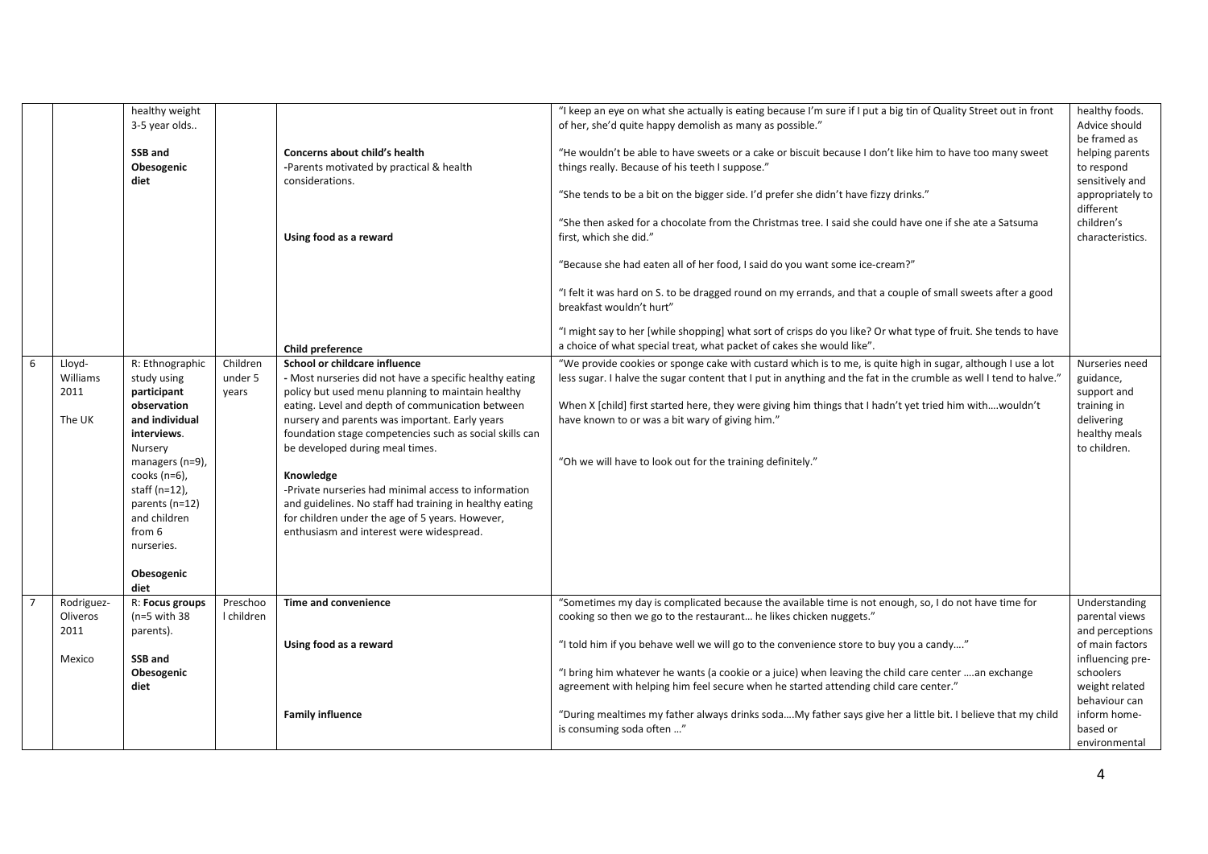|  |  | healthy weight 3-5 year olds.. **SSB and Obesogenic diet** |  | **Concerns about child's health** -Parents motivated by practical & health considerations. **Using food as a reward** **Child preference** | "I keep an eye on what she actually is eating because I'm sure if I put a big tin of Quality Street out in front of her, she'd quite happy demolish as many as possible." "He wouldn't be able to have sweets or a cake or biscuit because I don't like him to have too many sweet things really. Because of his teeth I suppose." "She tends to be a bit on the bigger side. I'd prefer she didn't have fizzy drinks." "She then asked for a chocolate from the Christmas tree. I said she could have one if she ate a Satsuma first, which she did." "Because she had eaten all of her food, I said do you want some ice-cream?" "I felt it was hard on S. to be dragged round on my errands, and that a couple of small sweets after a good breakfast wouldn't hurt" "I might say to her [while shopping] what sort of crisps do you like? Or what type of fruit. She tends to have a choice of what special treat, what packet of cakes she would like". | healthy foods. Advice should be framed as helping parents to respond sensitively and appropriately to different children's characteristics. |
|---|---|---|---|---|---|---|
| 6 | Lloyd-Williams 2011 The UK | R: Ethnographic study using **participant observation and individual interviews**. Nursery managers (n=9), cooks (n=6), staff (n=12), parents (n=12) and children from 6 nurseries. **Obesogenic diet** | Children under 5 years | **School or childcare influence** - Most nurseries did not have a specific healthy eating policy but used menu planning to maintain healthy eating. Level and depth of communication between nursery and parents was important. Early years foundation stage competencies such as social skills can be developed during meal times. **Knowledge** -Private nurseries had minimal access to information and guidelines. No staff had training in healthy eating for children under the age of 5 years. However, enthusiasm and interest were widespread. | "We provide cookies or sponge cake with custard which is to me, is quite high in sugar, although I use a lot less sugar. I halve the sugar content that I put in anything and the fat in the crumble as well I tend to halve." When X [child] first started here, they were giving him things that I hadn't yet tried him with….wouldn't have known to or was a bit wary of giving him." "Oh we will have to look out for the training definitely." | Nurseries need guidance, support and training in delivering healthy meals to children. |
| 7 | Rodriguez-Oliveros 2011 Mexico | R: **Focus groups** (n=5 with 38 parents). **SSB and Obesogenic diet** | Preschool children | **Time and convenience** **Using food as a reward** **Family influence** | "Sometimes my day is complicated because the available time is not enough, so, I do not have time for cooking so then we go to the restaurant… he likes chicken nuggets." "I told him if you behave well we will go to the convenience store to buy you a candy…." "I bring him whatever he wants (a cookie or a juice) when leaving the child care center ….an exchange agreement with helping him feel secure when he started attending child care center." "During mealtimes my father always drinks soda….My father says give her a little bit. I believe that my child is consuming soda often …" | Understanding parental views and perceptions of main factors influencing pre-schoolers weight related behaviour can inform home-based or environmental |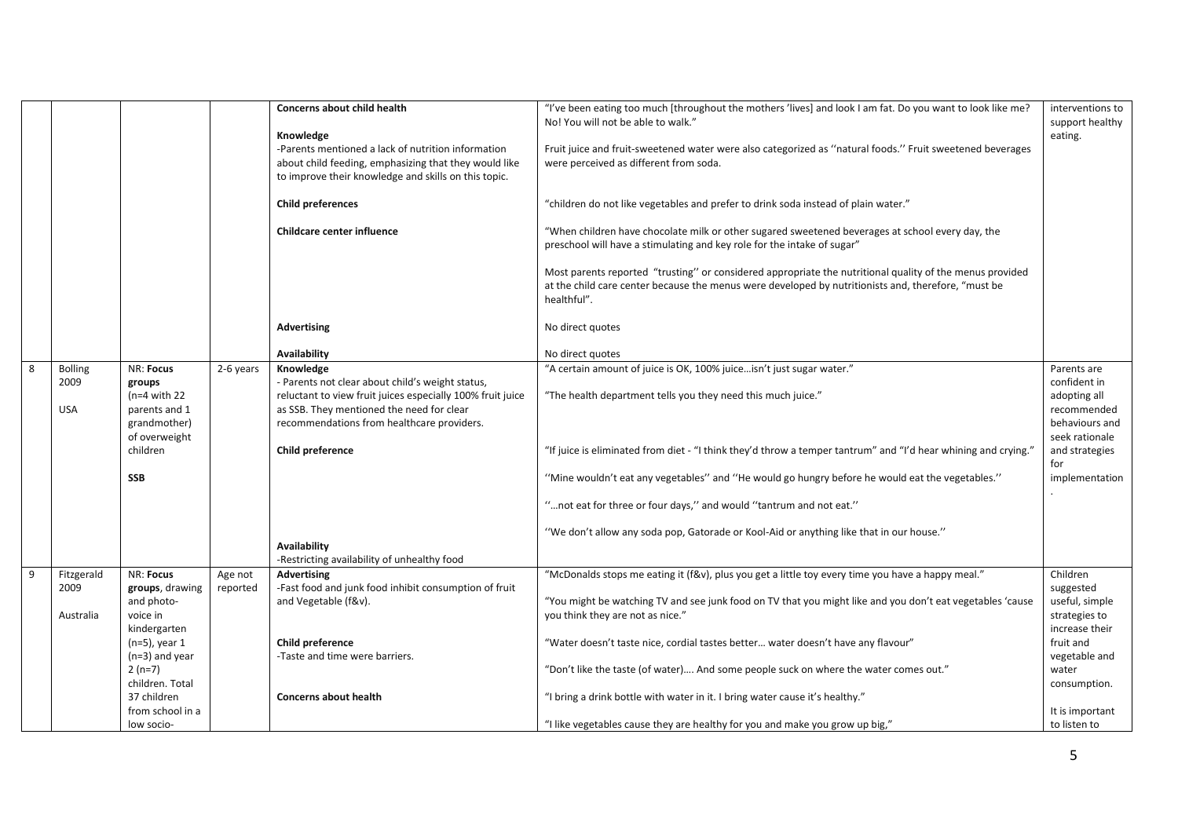| | | | | | | |
|---|---|---|---|---|---|---|
| | | | | **Concerns about child health** | "I've been eating too much [throughout the mothers 'lives] and look I am fat. Do you want to look like me? No! You will not be able to walk." | interventions to support healthy eating. |
| | | | | **Knowledge**<br>-Parents mentioned a lack of nutrition information about child feeding, emphasizing that they would like to improve their knowledge and skills on this topic. | Fruit juice and fruit-sweetened water were also categorized as ''natural foods.'' Fruit sweetened beverages were perceived as different from soda. | |
| | | | | **Child preferences** | "children do not like vegetables and prefer to drink soda instead of plain water." | |
| | | | | **Childcare center influence** | "When children have chocolate milk or other sugared sweetened beverages at school every day, the preschool will have a stimulating and key role for the intake of sugar"<br><br>Most parents reported "trusting'' or considered appropriate the nutritional quality of the menus provided at the child care center because the menus were developed by nutritionists and, therefore, "must be healthful". | |
| | | | | **Advertising** | No direct quotes | |
| | | | | **Availability** | No direct quotes | |
| 8 | Bolling 2009<br><br>USA | NR: **Focus groups** (n=4 with 22 parents and 1 grandmother) of overweight children<br><br>**SSB** | 2-6 years | **Knowledge**<br>- Parents not clear about child's weight status, reluctant to view fruit juices especially 100% fruit juice as SSB. They mentioned the need for clear recommendations from healthcare providers.<br><br>**Child preference**<br><br>**Availability**<br>-Restricting availability of unhealthy food | "A certain amount of juice is OK, 100% juice…isn't just sugar water."<br><br>"The health department tells you they need this much juice."<br><br>"If juice is eliminated from diet - "I think they'd throw a temper tantrum" and "I'd hear whining and crying."<br><br>''Mine wouldn't eat any vegetables'' and ''He would go hungry before he would eat the vegetables.''<br><br>''…not eat for three or four days,'' and would ''tantrum and not eat.''<br><br>''We don't allow any soda pop, Gatorade or Kool-Aid or anything like that in our house.'' | Parents are confident in adopting all recommended behaviours and seek rationale and strategies for implementation. |
| 9 | Fitzgerald 2009<br><br>Australia | NR: **Focus groups**, drawing and photo-voice in kindergarten (n=5), year 1 (n=3) and year 2 (n=7) children. Total 37 children from school in a low socio- | Age not reported | **Advertising**<br>-Fast food and junk food inhibit consumption of fruit and Vegetable (f&v).<br><br>**Child preference**<br>-Taste and time were barriers.<br><br>**Concerns about health** | "McDonalds stops me eating it (f&v), plus you get a little toy every time you have a happy meal."<br><br>"You might be watching TV and see junk food on TV that you might like and you don't eat vegetables 'cause you think they are not as nice."<br><br>"Water doesn't taste nice, cordial tastes better… water doesn't have any flavour"<br><br>"Don't like the taste (of water)…. And some people suck on where the water comes out."<br><br>"I bring a drink bottle with water in it. I bring water cause it's healthy."<br><br>"I like vegetables cause they are healthy for you and make you grow up big," | Children suggested useful, simple strategies to increase their fruit and vegetable and water consumption.<br><br>It is important to listen to |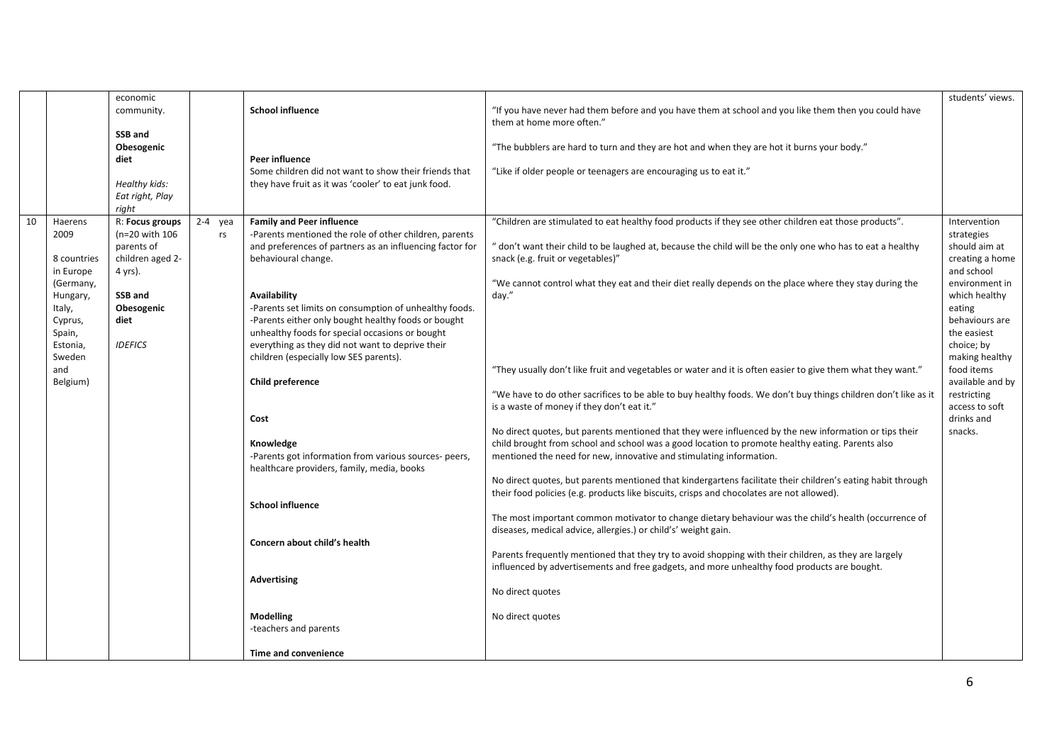|  |  |  |  |  |  |  |
|---|---|---|---|---|---|---|
|  |  | economic community.<br><br>**SSB and Obesogenic diet**<br><br>*Healthy kids: Eat right, Play right* |  | **School influence**<br><br>**Peer influence**<br>Some children did not want to show their friends that they have fruit as it was 'cooler' to eat junk food. | "If you have never had them before and you have them at school and you like them then you could have them at home more often."<br><br>"The bubblers are hard to turn and they are hot and when they are hot it burns your body."<br><br>"Like if older people or teenagers are encouraging us to eat it." | students' views. |
| 10 | Haerens 2009<br><br>8 countries in Europe (Germany, Hungary, Italy, Cyprus, Spain, Estonia, Sweden and Belgium) | R: **Focus groups** (n=20 with 106 parents of children aged 2-4 yrs).<br><br>**SSB and Obesogenic diet**<br><br>*IDEFICS* | 2-4 years | **Family and Peer influence**<br>-Parents mentioned the role of other children, parents and preferences of partners as an influencing factor for behavioural change.<br><br>**Availability**<br>-Parents set limits on consumption of unhealthy foods.<br>-Parents either only bought healthy foods or bought unhealthy foods for special occasions or bought everything as they did not want to deprive their children (especially low SES parents).<br><br>**Child preference**<br><br>**Cost**<br><br>**Knowledge**<br>-Parents got information from various sources- peers, healthcare providers, family, media, books<br><br>**School influence**<br><br>**Concern about child's health**<br><br>**Advertising**<br><br>**Modelling**<br>-teachers and parents<br><br>**Time and convenience** | "Children are stimulated to eat healthy food products if they see other children eat those products".<br><br>" don't want their child to be laughed at, because the child will be the only one who has to eat a healthy snack (e.g. fruit or vegetables)"<br><br>"We cannot control what they eat and their diet really depends on the place where they stay during the day."<br><br>"They usually don't like fruit and vegetables or water and it is often easier to give them what they want."<br><br>"We have to do other sacrifices to be able to buy healthy foods. We don't buy things children don't like as it is a waste of money if they don't eat it."<br><br>No direct quotes, but parents mentioned that they were influenced by the new information or tips their child brought from school and school was a good location to promote healthy eating. Parents also mentioned the need for new, innovative and stimulating information.<br><br>No direct quotes, but parents mentioned that kindergartens facilitate their children's eating habit through their food policies (e.g. products like biscuits, crisps and chocolates are not allowed).<br><br>The most important common motivator to change dietary behaviour was the child's health (occurrence of diseases, medical advice, allergies.) or child's' weight gain.<br><br>Parents frequently mentioned that they try to avoid shopping with their children, as they are largely influenced by advertisements and free gadgets, and more unhealthy food products are bought.<br><br>No direct quotes<br><br>No direct quotes | Intervention strategies should aim at creating a home and school environment in which healthy eating behaviours are the easiest choice; by making healthy food items available and by restricting access to soft drinks and snacks. |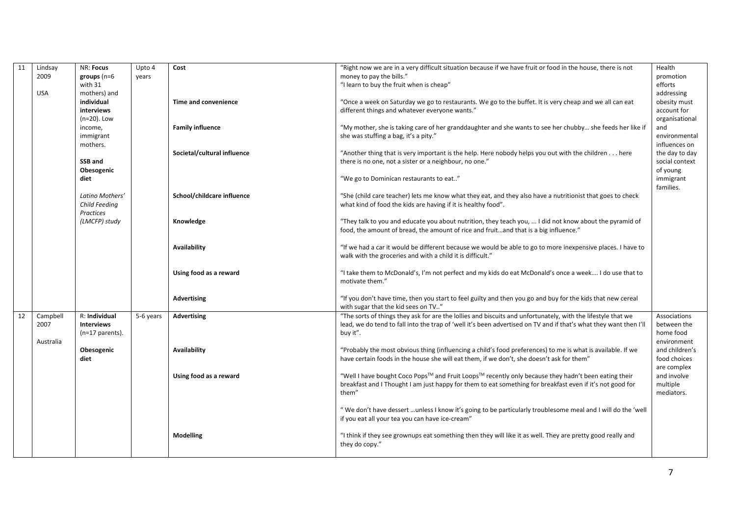| 11 | Lindsay 2009 USA | NR: **Focus groups** (n=6 with 31 mothers) and **individual interviews** (n=20). Low income, immigrant mothers. **SSB and Obesogenic diet** *Latino Mothers' Child Feeding Practices (LMCFP) study* | Upto 4 years | **Cost** | "Right now we are in a very difficult situation because if we have fruit or food in the house, there is not money to pay the bills." "I learn to buy the fruit when is cheap" | Health promotion efforts addressing obesity must account for organisational and environmental influences on the day to day social context of young immigrant families. |
|---|---|---|---|---|---|---|
| | | | | **Time and convenience** | "Once a week on Saturday we go to restaurants. We go to the buffet. It is very cheap and we all can eat different things and whatever everyone wants." | |
| | | | | **Family influence** | "My mother, she is taking care of her granddaughter and she wants to see her chubby… she feeds her like if she was stuffing a bag, it's a pity." | |
| | | | | **Societal/cultural influence** | "Another thing that is very important is the help. Here nobody helps you out with the children . . . here there is no one, not a sister or a neighbour, no one." "We go to Dominican restaurants to eat.." | |
| | | | | **School/childcare influence** | "She (child care teacher) lets me know what they eat, and they also have a nutritionist that goes to check what kind of food the kids are having if it is healthy food". | |
| | | | | **Knowledge** | "They talk to you and educate you about nutrition, they teach you, ... I did not know about the pyramid of food, the amount of bread, the amount of rice and fruit…and that is a big influence." | |
| | | | | **Availability** | "If we had a car it would be different because we would be able to go to more inexpensive places. I have to walk with the groceries and with a child it is difficult." | |
| | | | | **Using food as a reward** | "I take them to McDonald's, I'm not perfect and my kids do eat McDonald's once a week…. I do use that to motivate them." | |
| | | | | **Advertising** | "If you don't have time, then you start to feel guilty and then you go and buy for the kids that new cereal with sugar that the kid sees on TV.." | |
| 12 | Campbell 2007 Australia | R: **Individual Interviews** (n=17 parents). **Obesogenic diet** | 5-6 years | **Advertising** | "The sorts of things they ask for are the lollies and biscuits and unfortunately, with the lifestyle that we lead, we do tend to fall into the trap of 'well it's been advertised on TV and if that's what they want then I'll buy it". | Associations between the home food environment and children's food choices are complex and involve multiple mediators. |
| | | | | **Availability** | "Probably the most obvious thing (influencing a child's food preferences) to me is what is available. If we have certain foods in the house she will eat them, if we don't, she doesn't ask for them" | |
| | | | | **Using food as a reward** | "Well I have bought Coco Pops™ and Fruit Loops™ recently only because they hadn't been eating their breakfast and I Thought I am just happy for them to eat something for breakfast even if it's not good for them" " We don't have dessert …unless I know it's going to be particularly troublesome meal and I will do the 'well if you eat all your tea you can have ice-cream" | |
| | | | | **Modelling** | "I think if they see grownups eat something then they will like it as well. They are pretty good really and they do copy." | |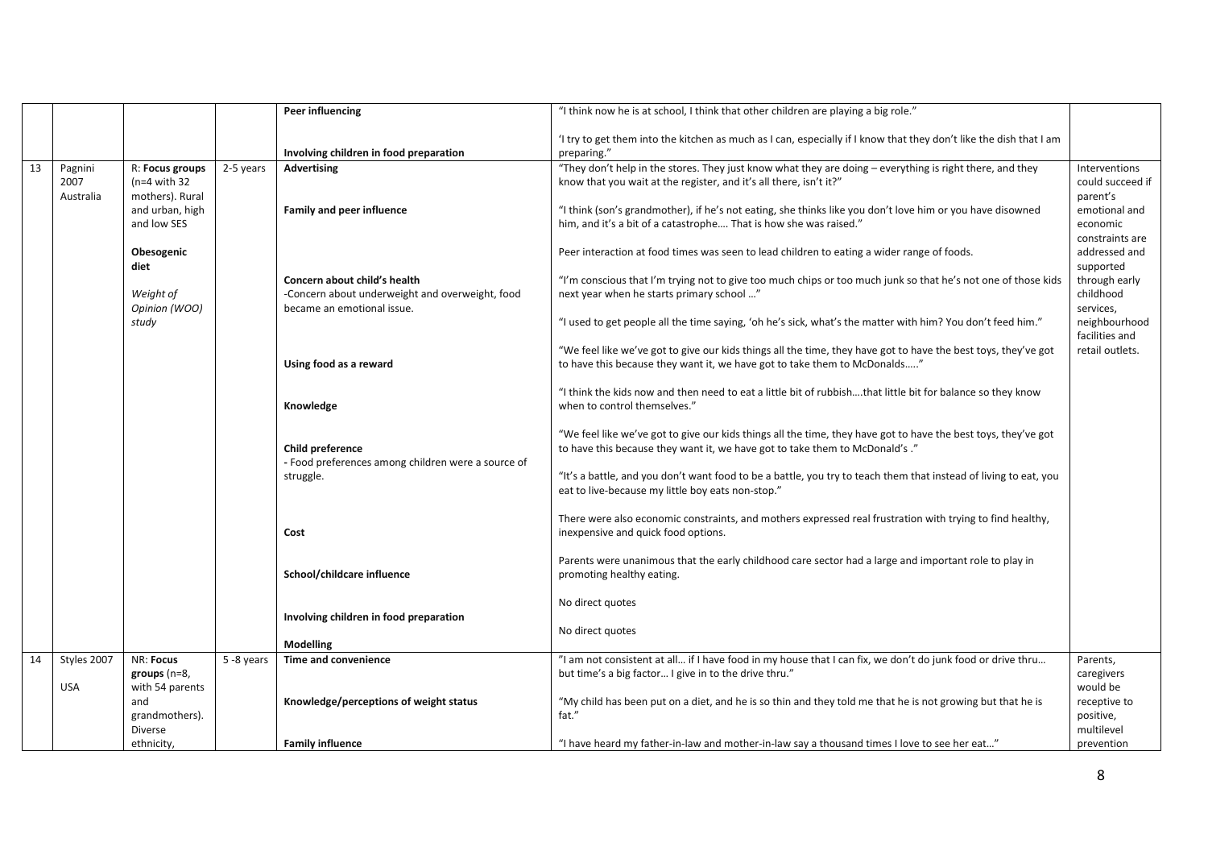| | | | | | | |
|---|---|---|---|---|---|---|
| | | | | **Peer influencing** | "I think now he is at school, I think that other children are playing a big role." | |
| | | | | **Involving children in food preparation** | 'I try to get them into the kitchen as much as I can, especially if I know that they don't like the dish that I am preparing." | |
| 13 | Pagnini 2007 Australia | R: **Focus groups** (n=4 with 32 mothers). Rural and urban, high and low SES<br><br>**Obesogenic diet**<br><br>*Weight of Opinion (WOO) study* | 2-5 years | **Advertising** | "They don't help in the stores. They just know what they are doing – everything is right there, and they know that you wait at the register, and it's all there, isn't it?" | Interventions could succeed if parent's emotional and economic constraints are addressed and supported through early childhood services, neighbourhood facilities and retail outlets. |
| | | | | **Family and peer influence** | "I think (son's grandmother), if he's not eating, she thinks like you don't love him or you have disowned him, and it's a bit of a catastrophe.... That is how she was raised."<br><br>Peer interaction at food times was seen to lead children to eating a wider range of foods. | |
| | | | | **Concern about child's health**<br>-Concern about underweight and overweight, food became an emotional issue. | "I'm conscious that I'm trying not to give too much chips or too much junk so that he's not one of those kids next year when he starts primary school ..."<br><br>"I used to get people all the time saying, 'oh he's sick, what's the matter with him? You don't feed him." | |
| | | | | **Using food as a reward** | "We feel like we've got to give our kids things all the time, they have got to have the best toys, they've got to have this because they want it, we have got to take them to McDonalds....." | |
| | | | | **Knowledge** | "I think the kids now and then need to eat a little bit of rubbish....that little bit for balance so they know when to control themselves." | |
| | | | | **Child preference**<br>- Food preferences among children were a source of struggle. | "We feel like we've got to give our kids things all the time, they have got to have the best toys, they've got to have this because they want it, we have got to take them to McDonald's ."<br><br>"It's a battle, and you don't want food to be a battle, you try to teach them that instead of living to eat, you eat to live-because my little boy eats non-stop." | |
| | | | | **Cost** | There were also economic constraints, and mothers expressed real frustration with trying to find healthy, inexpensive and quick food options. | |
| | | | | **School/childcare influence** | Parents were unanimous that the early childhood care sector had a large and important role to play in promoting healthy eating. | |
| | | | | **Involving children in food preparation** | No direct quotes | |
| | | | | **Modelling** | No direct quotes | |
| 14 | Styles 2007<br><br>USA | NR: **Focus groups** (n=8, with 54 parents and grandmothers). Diverse ethnicity, | 5 -8 years | **Time and convenience** | "I am not consistent at all... if I have food in my house that I can fix, we don't do junk food or drive thru... but time's a big factor... I give in to the drive thru." | Parents, caregivers would be receptive to positive, multilevel prevention |
| | | | | **Knowledge/perceptions of weight status** | "My child has been put on a diet, and he is so thin and they told me that he is not growing but that he is fat." | |
| | | | | **Family influence** | "I have heard my father-in-law and mother-in-law say a thousand times I love to see her eat..." | |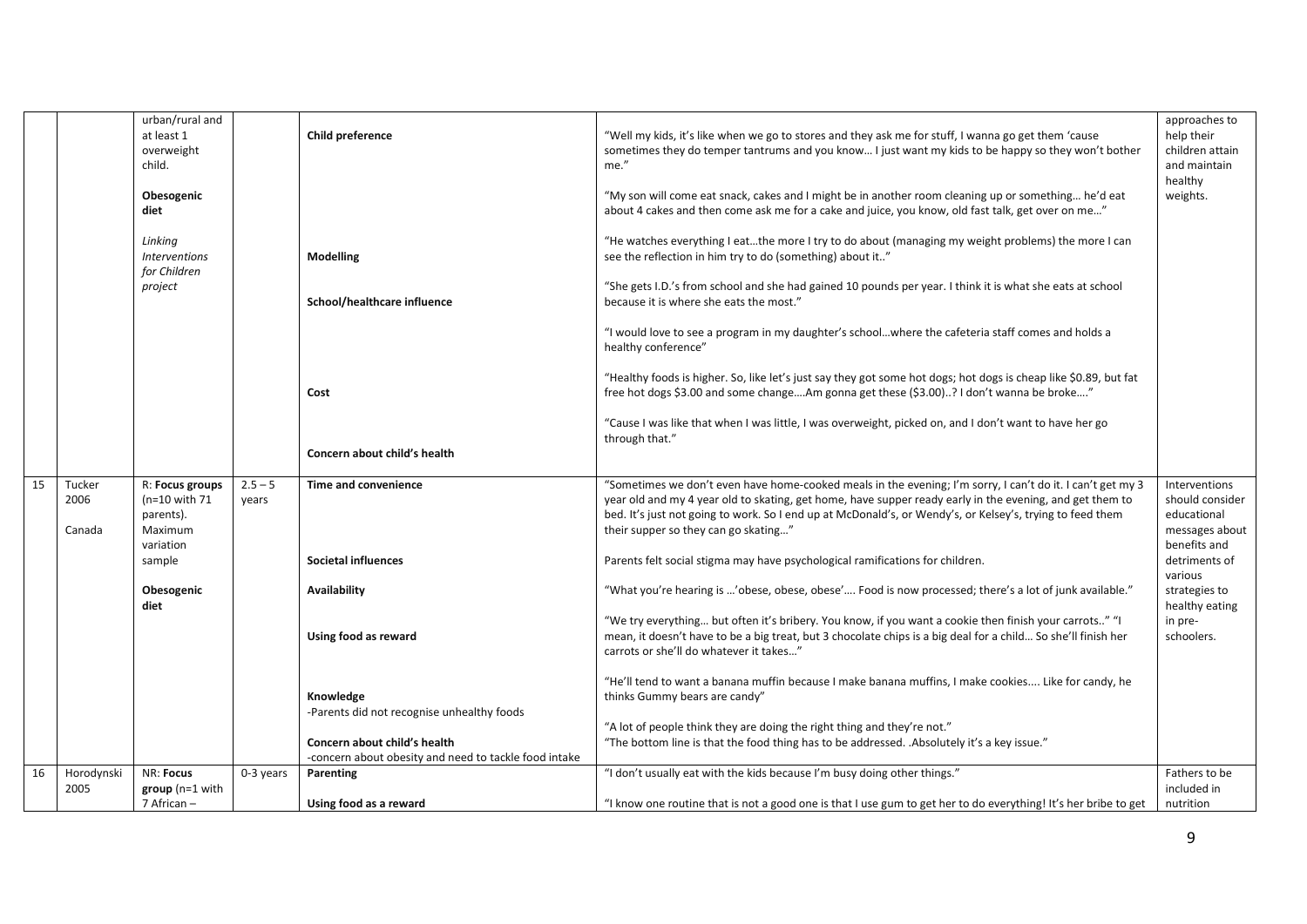| | | | | | | |
|---|---|---|---|---|---|---|
| | | urban/rural and at least 1 overweight child.<br><br>**Obesogenic diet**<br><br>*Linking Interventions for Children project* | | **Child preference** | "Well my kids, it's like when we go to stores and they ask me for stuff, I wanna go get them 'cause sometimes they do temper tantrums and you know… I just want my kids to be happy so they won't bother me."<br><br>"My son will come eat snack, cakes and I might be in another room cleaning up or something… he'd eat about 4 cakes and then come ask me for a cake and juice, you know, old fast talk, get over on me…" | approaches to help their children attain and maintain healthy weights. |
| | | | | **Modelling** | "He watches everything I eat…the more I try to do about (managing my weight problems) the more I can see the reflection in him try to do (something) about it.." | |
| | | | | **School/healthcare influence** | "She gets I.D.'s from school and she had gained 10 pounds per year. I think it is what she eats at school because it is where she eats the most."<br><br>"I would love to see a program in my daughter's school…where the cafeteria staff comes and holds a healthy conference" | |
| | | | | **Cost** | "Healthy foods is higher. So, like let's just say they got some hot dogs; hot dogs is cheap like $0.89, but fat free hot dogs $3.00 and some change….Am gonna get these ($3.00)..? I don't wanna be broke…." | |
| | | | | **Concern about child's health** | "Cause I was like that when I was little, I was overweight, picked on, and I don't want to have her go through that." | |
| 15 | Tucker 2006<br><br>Canada | R: **Focus groups** (n=10 with 71 parents). Maximum variation sample<br><br>**Obesogenic diet** | 2.5 – 5 years | **Time and convenience** | "Sometimes we don't even have home-cooked meals in the evening; I'm sorry, I can't do it. I can't get my 3 year old and my 4 year old to skating, get home, have supper ready early in the evening, and get them to bed. It's just not going to work. So I end up at McDonald's, or Wendy's, or Kelsey's, trying to feed them their supper so they can go skating…" | Interventions should consider educational messages about benefits and detriments of various strategies to healthy eating in pre-schoolers. |
| | | | | **Societal influences** | Parents felt social stigma may have psychological ramifications for children. | |
| | | | | **Availability** | "What you're hearing is …'obese, obese, obese'…. Food is now processed; there's a lot of junk available." | |
| | | | | **Using food as reward** | "We try everything… but often it's bribery. You know, if you want a cookie then finish your carrots.." "I mean, it doesn't have to be a big treat, but 3 chocolate chips is a big deal for a child… So she'll finish her carrots or she'll do whatever it takes…" | |
| | | | | **Knowledge**<br>-Parents did not recognise unhealthy foods | "He'll tend to want a banana muffin because I make banana muffins, I make cookies.... Like for candy, he thinks Gummy bears are candy"<br><br>"A lot of people think they are doing the right thing and they're not." | |
| | | | | **Concern about child's health**<br>-concern about obesity and need to tackle food intake | "The bottom line is that the food thing has to be addressed. .Absolutely it's a key issue." | |
| 16 | Horodynski 2005 | NR: **Focus group** (n=1 with 7 African – | 0-3 years | **Parenting** | "I don't usually eat with the kids because I'm busy doing other things." | Fathers to be included in nutrition |
| | | | | **Using food as a reward** | "I know one routine that is not a good one is that I use gum to get her to do everything! It's her bribe to get | |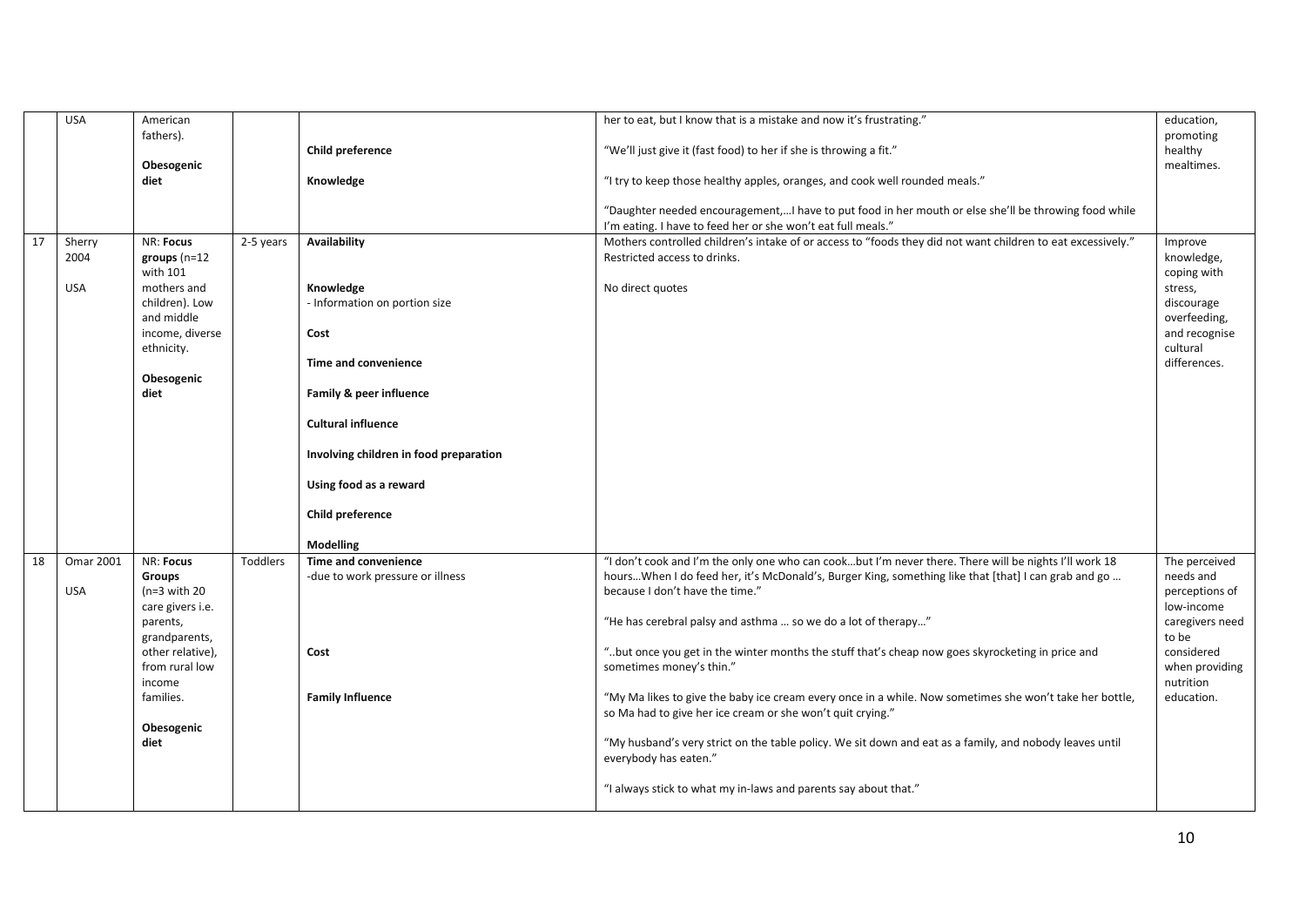|  |  |  |  |  |  |  |
|---|---|---|---|---|---|---|
|  | USA | American fathers).<br><br>**Obesogenic diet** |  | **Child preference**<br><br>**Knowledge** | her to eat, but I know that is a mistake and now it's frustrating."<br><br>"We'll just give it (fast food) to her if she is throwing a fit."<br><br>"I try to keep those healthy apples, oranges, and cook well rounded meals."<br><br>"Daughter needed encouragement,…I have to put food in her mouth or else she'll be throwing food while I'm eating. I have to feed her or she won't eat full meals." | education, promoting healthy mealtimes. |
| 17 | Sherry 2004<br><br>USA | NR: **Focus groups** (n=12 with 101 mothers and children). Low and middle income, diverse ethnicity.<br><br>**Obesogenic diet** | 2-5 years | **Availability**<br><br>**Knowledge**<br>- Information on portion size<br><br>**Cost**<br><br>**Time and convenience**<br><br>**Family & peer influence**<br><br>**Cultural influence**<br><br>**Involving children in food preparation**<br><br>**Using food as a reward**<br><br>**Child preference**<br><br>**Modelling** | Mothers controlled children's intake of or access to "foods they did not want children to eat excessively." Restricted access to drinks.<br><br>No direct quotes | Improve knowledge, coping with stress, discourage overfeeding, and recognise cultural differences. |
| 18 | Omar 2001<br><br>USA | NR: **Focus Groups** (n=3 with 20 care givers i.e. parents, grandparents, other relative), from rural low income families.<br><br>**Obesogenic diet** | Toddlers | **Time and convenience**<br>-due to work pressure or illness<br><br>**Cost**<br><br>**Family Influence** | "I don't cook and I'm the only one who can cook…but I'm never there. There will be nights I'll work 18 hours…When I do feed her, it's McDonald's, Burger King, something like that [that] I can grab and go … because I don't have the time."<br><br>"He has cerebral palsy and asthma … so we do a lot of therapy…"<br><br>"..but once you get in the winter months the stuff that's cheap now goes skyrocketing in price and sometimes money's thin."<br><br>"My Ma likes to give the baby ice cream every once in a while. Now sometimes she won't take her bottle, so Ma had to give her ice cream or she won't quit crying."<br><br>"My husband's very strict on the table policy. We sit down and eat as a family, and nobody leaves until everybody has eaten."<br><br>"I always stick to what my in-laws and parents say about that." | The perceived needs and perceptions of low-income caregivers need to be considered when providing nutrition education. |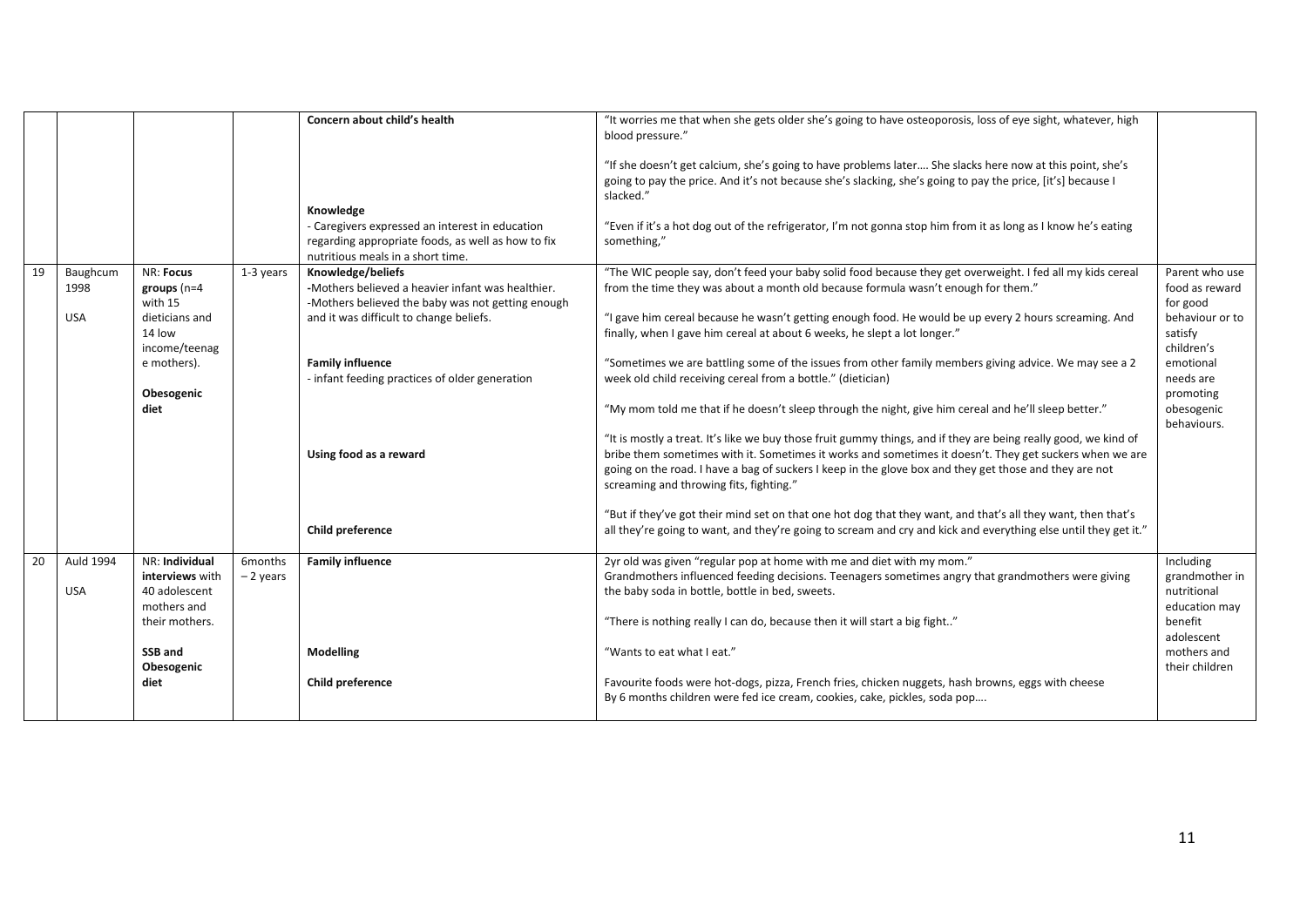| | | | | | | |
|---|---|---|---|---|---|---|
| | | | | **Concern about child's health** | "It worries me that when she gets older she's going to have osteoporosis, loss of eye sight, whatever, high blood pressure."<br><br>"If she doesn't get calcium, she's going to have problems later…. She slacks here now at this point, she's going to pay the price. And it's not because she's slacking, she's going to pay the price, [it's] because I slacked." | |
| | | | | **Knowledge**<br>- Caregivers expressed an interest in education regarding appropriate foods, as well as how to fix nutritious meals in a short time. | "Even if it's a hot dog out of the refrigerator, I'm not gonna stop him from it as long as I know he's eating something," | |
| 19 | Baughcum 1998<br><br>USA | NR: **Focus groups** (n=4 with 15 dieticians and 14 low income/teenage mothers).<br><br>**Obesogenic diet** | 1-3 years | **Knowledge/beliefs**<br>-Mothers believed a heavier infant was healthier.<br>-Mothers believed the baby was not getting enough and it was difficult to change beliefs. | "The WIC people say, don't feed your baby solid food because they get overweight. I fed all my kids cereal from the time they was about a month old because formula wasn't enough for them."<br><br>"I gave him cereal because he wasn't getting enough food. He would be up every 2 hours screaming. And finally, when I gave him cereal at about 6 weeks, he slept a lot longer." | Parent who use food as reward for good behaviour or to satisfy children's emotional needs are promoting obesogenic behaviours. |
| | | | | **Family influence**<br>- infant feeding practices of older generation | "Sometimes we are battling some of the issues from other family members giving advice. We may see a 2 week old child receiving cereal from a bottle." (dietician)<br><br>"My mom told me that if he doesn't sleep through the night, give him cereal and he'll sleep better." | |
| | | | | **Using food as a reward** | "It is mostly a treat. It's like we buy those fruit gummy things, and if they are being really good, we kind of bribe them sometimes with it. Sometimes it works and sometimes it doesn't. They get suckers when we are going on the road. I have a bag of suckers I keep in the glove box and they get those and they are not screaming and throwing fits, fighting." | |
| | | | | **Child preference** | "But if they've got their mind set on that one hot dog that they want, and that's all they want, then that's all they're going to want, and they're going to scream and cry and kick and everything else until they get it." | |
| 20 | Auld 1994<br><br>USA | NR: **Individual interviews** with 40 adolescent mothers and their mothers.<br><br>**SSB and Obesogenic diet** | 6months – 2 years | **Family influence** | 2yr old was given "regular pop at home with me and diet with my mom."<br>Grandmothers influenced feeding decisions. Teenagers sometimes angry that grandmothers were giving the baby soda in bottle, bottle in bed, sweets.<br><br>"There is nothing really I can do, because then it will start a big fight.." | Including grandmother in nutritional education may benefit adolescent mothers and their children |
| | | | | **Modelling** | "Wants to eat what I eat." | |
| | | | | **Child preference** | Favourite foods were hot-dogs, pizza, French fries, chicken nuggets, hash browns, eggs with cheese<br>By 6 months children were fed ice cream, cookies, cake, pickles, soda pop…. | |